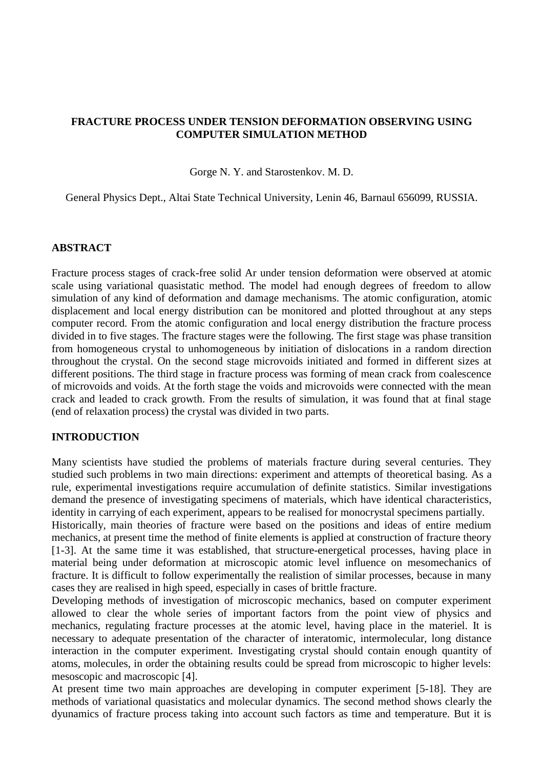# FRACTURE PROCESS UNDER TENSION DEFORMATION OBSERVING USING COMPUTER SIMULATION METHOD

Gorge N. Y. and Starostenkov. M. D.

General Physics Dept., Altai State Technical University, Lenin 46, Barnaul 656099, RUSSIA.

## ABSTRACT

Fracture process stages of crack-free solid Ar under tension deformation were observed at atomic scale using variational quasistatic method. The model had enough degrees of freedom to allow simulation of any kind of deformation and damage mechanisms. The atomic configuration, atomic displacement and local energy distribution can be monitored and plotted throughout at any steps computer record. From the atomic configuration and local energy distribution the fracture process divided in to five stages. The fracture stages were the following. The first stage was phase transition from homogeneous crystal to unhomogeneous by initiation of dislocations in a random direction throughout the crystal. On the second stage microvoids initiated and formed in different sizes at different positions. The third stage in fracture process was forming of mean crack from coalescence of microvoids and voids. At the forth stage the voids and microvoids were connected with the mean crack and leaded to crack growth. From the results of simulation, it was found that at final stage (end of relaxation process) the crystal was divided in two parts.

## INTRODUCTION

Many scientists have studied the problems of materials fracture during several centuries. They studied such problems in two main directions: experiment and attempts of theoretical basing. As a rule, experimental investigations require accumulation of definite statistics. Similar investigations demand the presence of investigating specimens of materials, which have identical characteristics, identity in carrying of each experiment, appears to be realised for monocrystal specimens partially.

Historically, main theories of fracture were based on the positions and ideas of entire medium mechanics, at present time the method of finite elements is applied at construction of fracture theory [1-3]. At the same time it was established, that structure-energetical processes, having place in material being under deformation at microscopic atomic level influence on mesomechanics of fracture. It is difficult to follow experimentally the realistion of similar processes, because in many cases they are realised in high speed, especially in cases of brittle fracture.

Developing methods of investigation of microscopic mechanics, based on computer experiment allowed to clear the whole series of important factors from the point view of physics and mechanics, regulating fracture processes at the atomic level, having place in the materiel. It is necessary to adequate presentation of the character of interatomic, intermolecular, long distance interaction in the computer experiment. Investigating crystal should contain enough quantity of atoms, molecules, in order the obtaining results could be spread from microscopic to higher levels: mesoscopic and macroscopic [4].

At present time two main approaches are developing in computer experiment [5-18]. They are methods of variational quasistatics and molecular dynamics. The second method shows clearly the dyunamics of fracture process taking into account such factors as time and temperature. But it is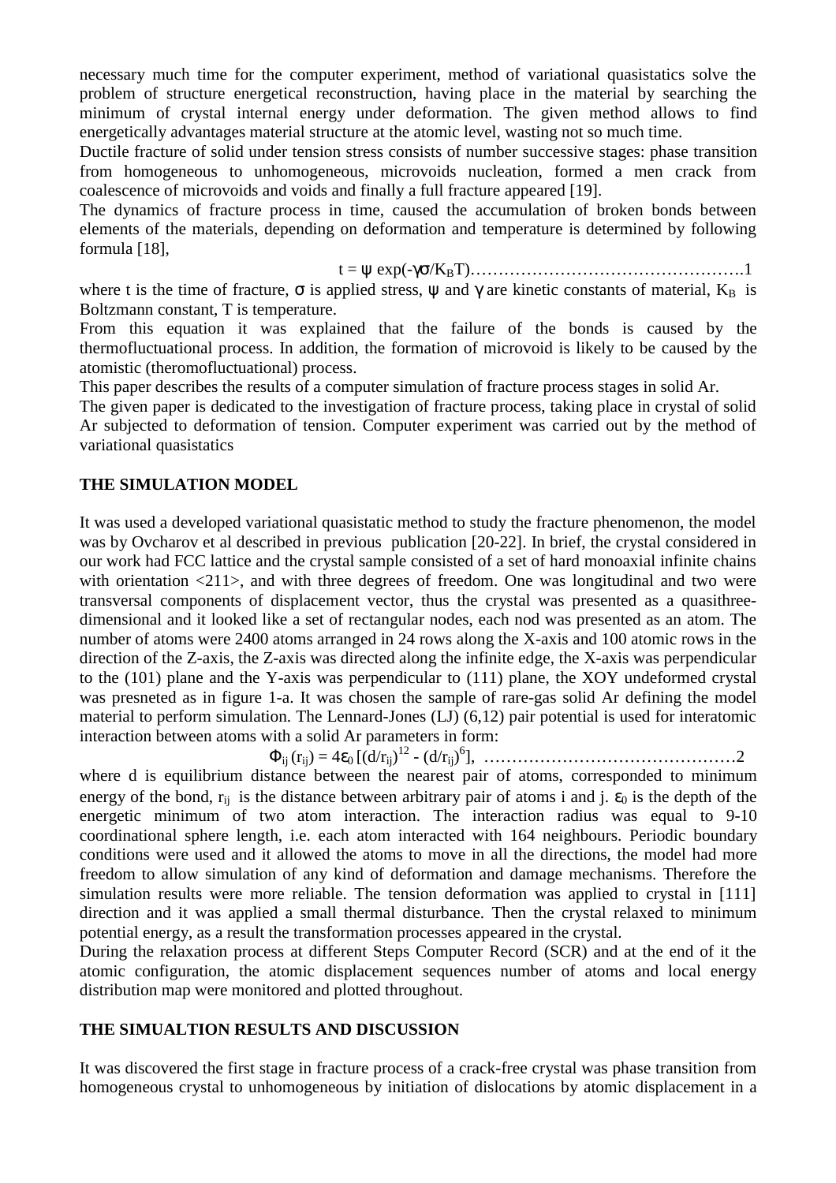necessary much time for the computer experiment, method of variational quasistatics solve the problem of structure energetical reconstruction, having place in the material by searching the minimum of crystal internal energy under deformation. The given method allows to find energetically advantages material structure at the atomic level, wasting not so much time.

Ductile fracture of solid under tension stress consists of number successive stages: phase transition from homogeneous to unhomogeneous, microvoids nucleation, formed a men crack from coalescence of microvoids and voids and finally a full fracture appeared [19].

The dynamics of fracture process in time, caused the accumulation of broken bonds between elements of the materials, depending on deformation and temperature is determined by following formula [18],

$$t = \psi \exp(-\gamma\sigma/K_B T) \quad \ldots\ldots\ldots\ldots 1$$

where t is the time of fracture, $\sigma$ is applied stress, $\psi$ and $\gamma$ are kinetic constants of material, $K_B$ is Boltzmann constant, T is temperature.

From this equation it was explained that the failure of the bonds is caused by the thermofluctuational process. In addition, the formation of microvoid is likely to be caused by the atomistic (theromofluctuational) process.

This paper describes the results of a computer simulation of fracture process stages in solid Ar.

The given paper is dedicated to the investigation of fracture process, taking place in crystal of solid Ar subjected to deformation of tension. Computer experiment was carried out by the method of variational quasistatics

## THE SIMULATION MODEL

It was used a developed variational quasistatic method to study the fracture phenomenon, the model was by Ovcharov et al described in previous publication [20-22]. In brief, the crystal considered in our work had FCC lattice and the crystal sample consisted of a set of hard monoaxial infinite chains with orientation <211>, and with three degrees of freedom. One was longitudinal and two were transversal components of displacement vector, thus the crystal was presented as a quasithree-dimensional and it looked like a set of rectangular nodes, each nod was presented as an atom. The number of atoms were 2400 atoms arranged in 24 rows along the X-axis and 100 atomic rows in the direction of the Z-axis, the Z-axis was directed along the infinite edge, the X-axis was perpendicular to the (101) plane and the Y-axis was perpendicular to (111) plane, the XOY undeformed crystal was presneted as in figure 1-a. It was chosen the sample of rare-gas solid Ar defining the model material to perform simulation. The Lennard-Jones (LJ) (6,12) pair potential is used for interatomic interaction between atoms with a solid Ar parameters in form:

$$\Phi_{ij}(r_{ij}) = 4\varepsilon_0 \left[(d/r_{ij})^{12} - (d/r_{ij})^{6}\right], \quad \ldots\ldots\ldots\ldots 2$$

where d is equilibrium distance between the nearest pair of atoms, corresponded to minimum energy of the bond, $r_{ij}$ is the distance between arbitrary pair of atoms i and j. $\varepsilon_0$ is the depth of the energetic minimum of two atom interaction. The interaction radius was equal to 9-10 coordinational sphere length, i.e. each atom interacted with 164 neighbours. Periodic boundary conditions were used and it allowed the atoms to move in all the directions, the model had more freedom to allow simulation of any kind of deformation and damage mechanisms. Therefore the simulation results were more reliable. The tension deformation was applied to crystal in [111] direction and it was applied a small thermal disturbance. Then the crystal relaxed to minimum potential energy, as a result the transformation processes appeared in the crystal.

During the relaxation process at different Steps Computer Record (SCR) and at the end of it the atomic configuration, the atomic displacement sequences number of atoms and local energy distribution map were monitored and plotted throughout.

## THE SIMUALTION RESULTS AND DISCUSSION

It was discovered the first stage in fracture process of a crack-free crystal was phase transition from homogeneous crystal to unhomogeneous by initiation of dislocations by atomic displacement in a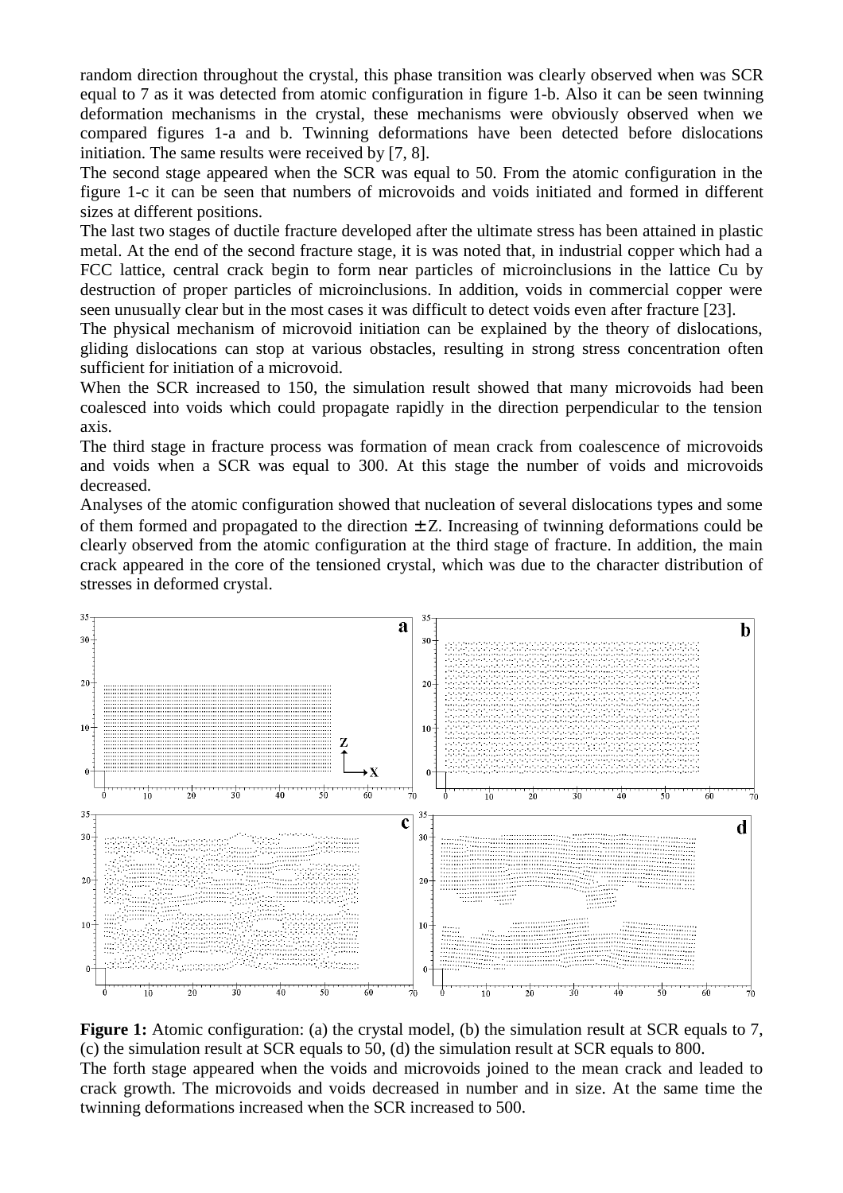random direction throughout the crystal, this phase transition was clearly observed when was SCR equal to 7 as it was detected from atomic configuration in figure 1-b. Also it can be seen twinning deformation mechanisms in the crystal, these mechanisms were obviously observed when we compared figures 1-a and b. Twinning deformations have been detected before dislocations initiation. The same results were received by [7, 8].

The second stage appeared when the SCR was equal to 50. From the atomic configuration in the figure 1-c it can be seen that numbers of microvoids and voids initiated and formed in different sizes at different positions.

The last two stages of ductile fracture developed after the ultimate stress has been attained in plastic metal. At the end of the second fracture stage, it is was noted that, in industrial copper which had a FCC lattice, central crack begin to form near particles of microinclusions in the lattice Cu by destruction of proper particles of microinclusions. In addition, voids in commercial copper were seen unusually clear but in the most cases it was difficult to detect voids even after fracture [23].

The physical mechanism of microvoid initiation can be explained by the theory of dislocations, gliding dislocations can stop at various obstacles, resulting in strong stress concentration often sufficient for initiation of a microvoid.

When the SCR increased to 150, the simulation result showed that many microvoids had been coalesced into voids which could propagate rapidly in the direction perpendicular to the tension axis.

The third stage in fracture process was formation of mean crack from coalescence of microvoids and voids when a SCR was equal to 300. At this stage the number of voids and microvoids decreased.

Analyses of the atomic configuration showed that nucleation of several dislocations types and some of them formed and propagated to the direction $\pm Z$. Increasing of twinning deformations could be clearly observed from the atomic configuration at the third stage of fracture. In addition, the main crack appeared in the core of the tensioned crystal, which was due to the character distribution of stresses in deformed crystal.

**Figure 1:** Atomic configuration: (a) the crystal model, (b) the simulation result at SCR equals to 7, (c) the simulation result at SCR equals to 50, (d) the simulation result at SCR equals to 800.

The forth stage appeared when the voids and microvoids joined to the mean crack and leaded to crack growth. The microvoids and voids decreased in number and in size. At the same time the twinning deformations increased when the SCR increased to 500.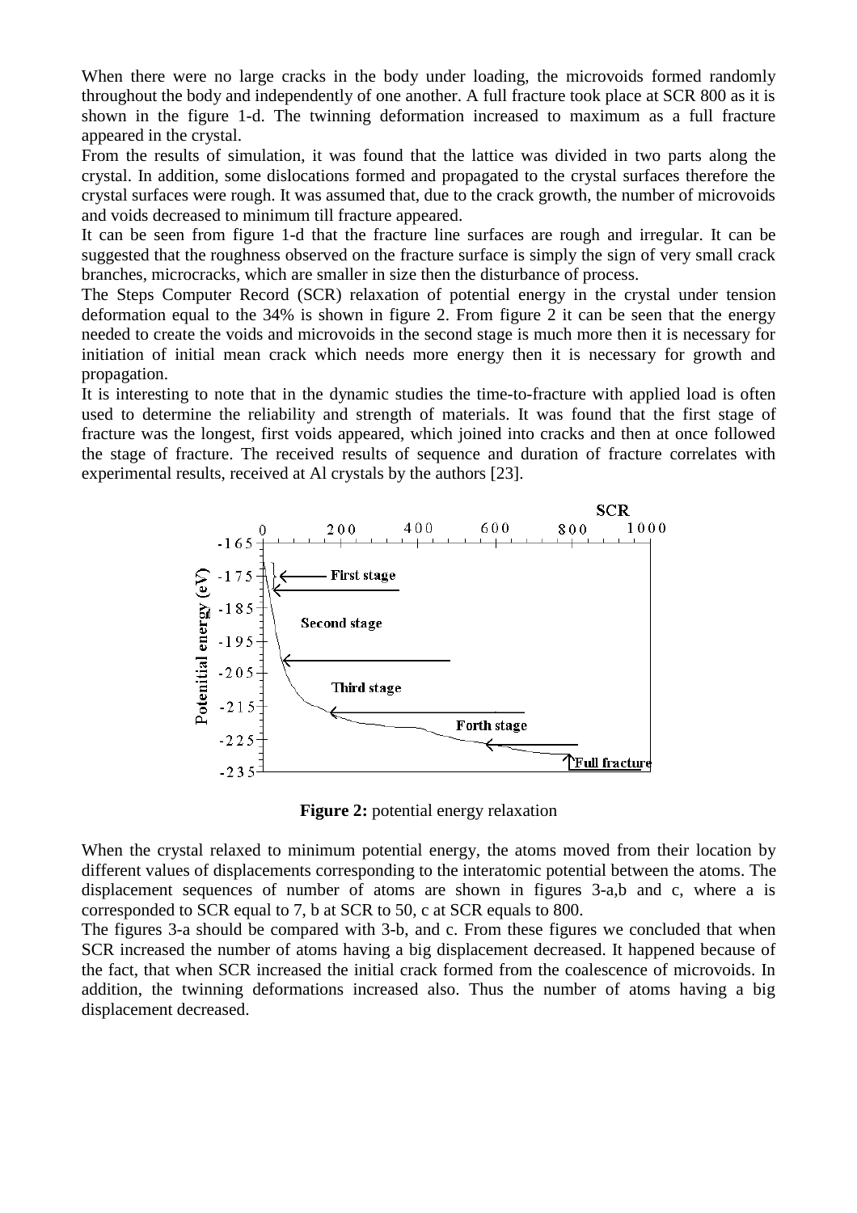When there were no large cracks in the body under loading, the microvoids formed randomly throughout the body and independently of one another. A full fracture took place at SCR 800 as it is shown in the figure 1-d. The twinning deformation increased to maximum as a full fracture appeared in the crystal.

From the results of simulation, it was found that the lattice was divided in two parts along the crystal. In addition, some dislocations formed and propagated to the crystal surfaces therefore the crystal surfaces were rough. It was assumed that, due to the crack growth, the number of microvoids and voids decreased to minimum till fracture appeared.

It can be seen from figure 1-d that the fracture line surfaces are rough and irregular. It can be suggested that the roughness observed on the fracture surface is simply the sign of very small crack branches, microcracks, which are smaller in size then the disturbance of process.

The Steps Computer Record (SCR) relaxation of potential energy in the crystal under tension deformation equal to the 34% is shown in figure 2. From figure 2 it can be seen that the energy needed to create the voids and microvoids in the second stage is much more then it is necessary for initiation of initial mean crack which needs more energy then it is necessary for growth and propagation.

It is interesting to note that in the dynamic studies the time-to-fracture with applied load is often used to determine the reliability and strength of materials. It was found that the first stage of fracture was the longest, first voids appeared, which joined into cracks and then at once followed the stage of fracture. The received results of sequence and duration of fracture correlates with experimental results, received at Al crystals by the authors [23].

**Figure 2:** potential energy relaxation

When the crystal relaxed to minimum potential energy, the atoms moved from their location by different values of displacements corresponding to the interatomic potential between the atoms. The displacement sequences of number of atoms are shown in figures 3-a,b and c, where a is corresponded to SCR equal to 7, b at SCR to 50, c at SCR equals to 800.

The figures 3-a should be compared with 3-b, and c. From these figures we concluded that when SCR increased the number of atoms having a big displacement decreased. It happened because of the fact, that when SCR increased the initial crack formed from the coalescence of microvoids. In addition, the twinning deformations increased also. Thus the number of atoms having a big displacement decreased.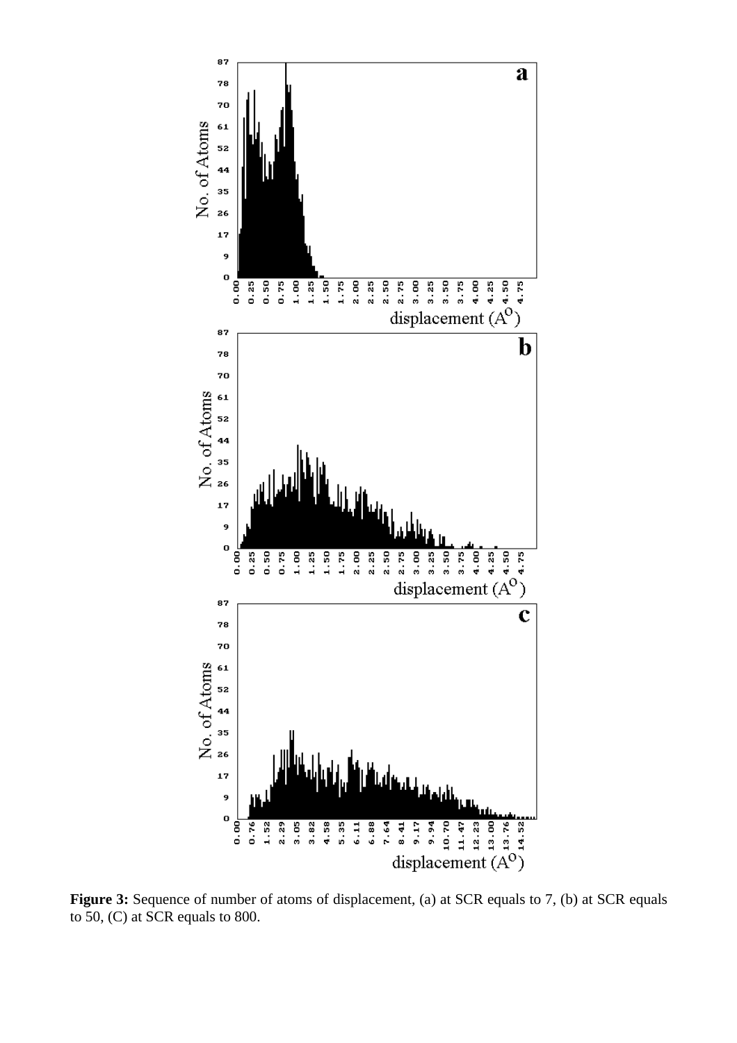**Figure 3:** Sequence of number of atoms of displacement, (a) at SCR equals to 7, (b) at SCR equals to 50, (C) at SCR equals to 800.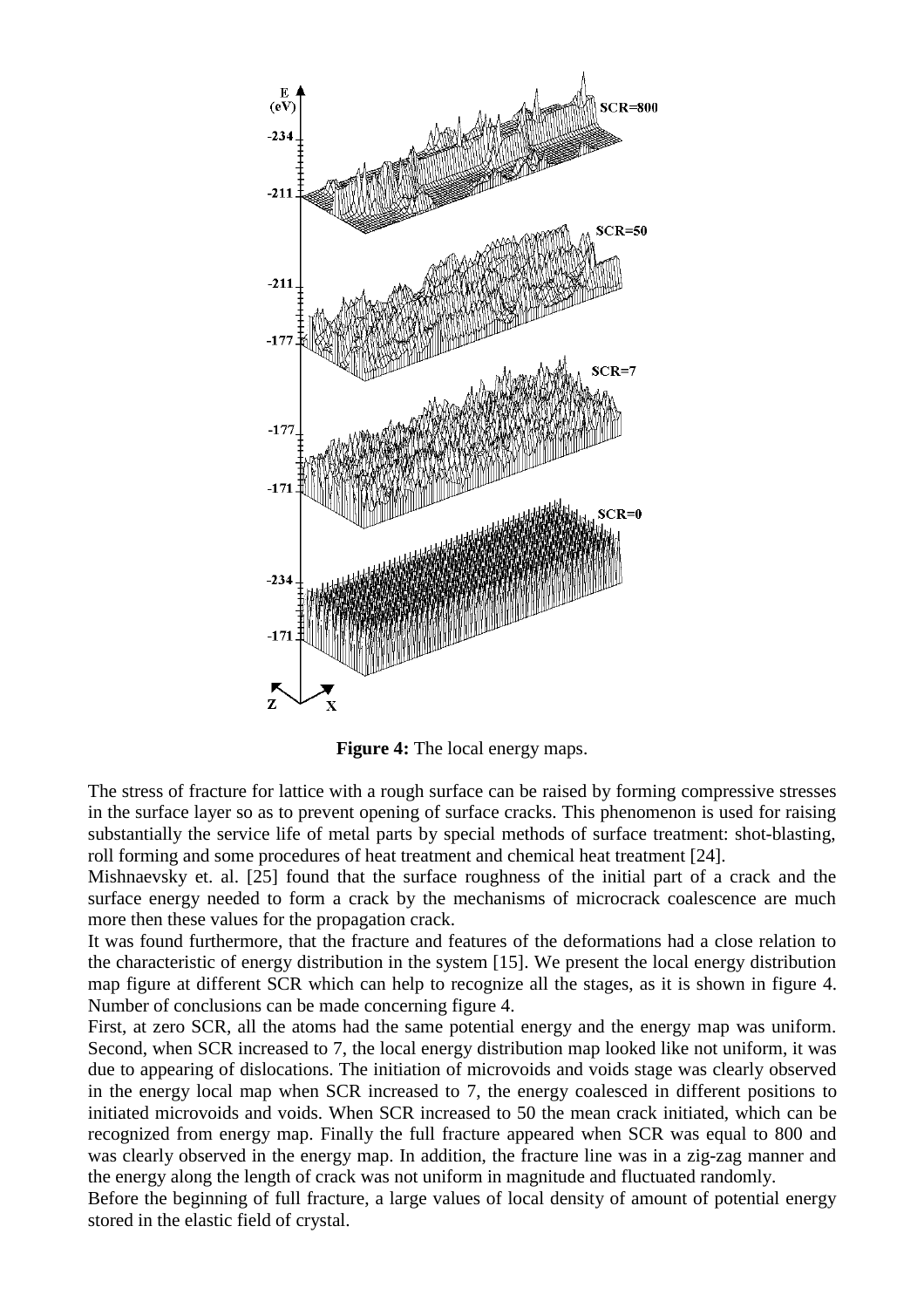**Figure 4:** The local energy maps.

The stress of fracture for lattice with a rough surface can be raised by forming compressive stresses in the surface layer so as to prevent opening of surface cracks. This phenomenon is used for raising substantially the service life of metal parts by special methods of surface treatment: shot-blasting, roll forming and some procedures of heat treatment and chemical heat treatment [24].

Mishnaevsky et. al. [25] found that the surface roughness of the initial part of a crack and the surface energy needed to form a crack by the mechanisms of microcrack coalescence are much more then these values for the propagation crack.

It was found furthermore, that the fracture and features of the deformations had a close relation to the characteristic of energy distribution in the system [15]. We present the local energy distribution map figure at different SCR which can help to recognize all the stages, as it is shown in figure 4. Number of conclusions can be made concerning figure 4.

First, at zero SCR, all the atoms had the same potential energy and the energy map was uniform. Second, when SCR increased to 7, the local energy distribution map looked like not uniform, it was due to appearing of dislocations. The initiation of microvoids and voids stage was clearly observed in the energy local map when SCR increased to 7, the energy coalesced in different positions to initiated microvoids and voids. When SCR increased to 50 the mean crack initiated, which can be recognized from energy map. Finally the full fracture appeared when SCR was equal to 800 and was clearly observed in the energy map. In addition, the fracture line was in a zig-zag manner and the energy along the length of crack was not uniform in magnitude and fluctuated randomly.

Before the beginning of full fracture, a large values of local density of amount of potential energy stored in the elastic field of crystal.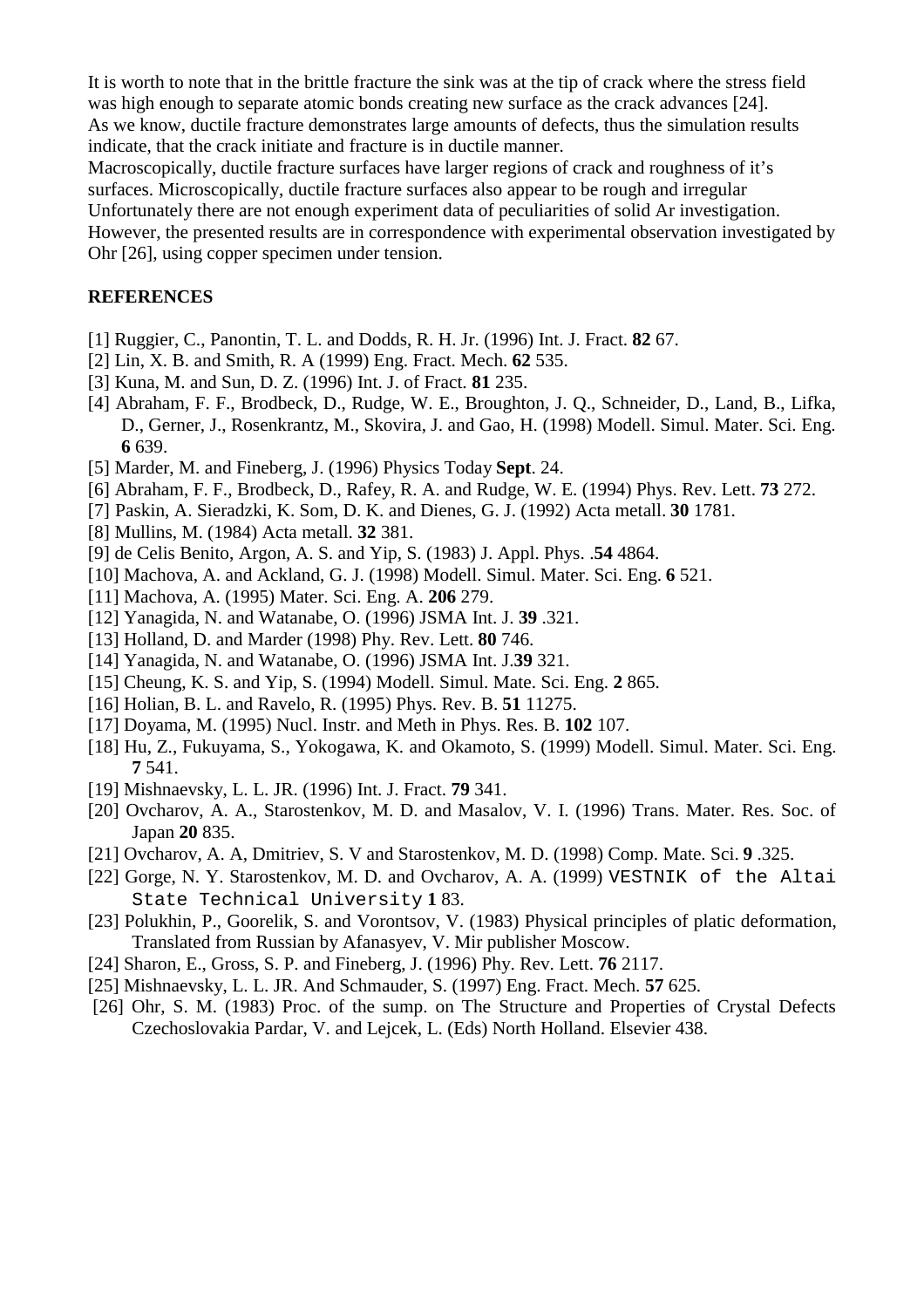It is worth to note that in the brittle fracture the sink was at the tip of crack where the stress field was high enough to separate atomic bonds creating new surface as the crack advances [24].
As we know, ductile fracture demonstrates large amounts of defects, thus the simulation results indicate, that the crack initiate and fracture is in ductile manner.
Macroscopically, ductile fracture surfaces have larger regions of crack and roughness of it's surfaces. Microscopically, ductile fracture surfaces also appear to be rough and irregular
Unfortunately there are not enough experiment data of peculiarities of solid Ar investigation. However, the presented results are in correspondence with experimental observation investigated by Ohr [26], using copper specimen under tension.

## REFERENCES

[1] Ruggier, C., Panontin, T. L. and Dodds, R. H. Jr. (1996) Int. J. Fract. **82** 67.
[2] Lin, X. B. and Smith, R. A (1999) Eng. Fract. Mech. **62** 535.
[3] Kuna, M. and Sun, D. Z. (1996) Int. J. of Fract. **81** 235.
[4] Abraham, F. F., Brodbeck, D., Rudge, W. E., Broughton, J. Q., Schneider, D., Land, B., Lifka, D., Gerner, J., Rosenkrantz, M., Skovira, J. and Gao, H. (1998) Modell. Simul. Mater. Sci. Eng. **6** 639.
[5] Marder, M. and Fineberg, J. (1996) Physics Today **Sept**. 24.
[6] Abraham, F. F., Brodbeck, D., Rafey, R. A. and Rudge, W. E. (1994) Phys. Rev. Lett. **73** 272.
[7] Paskin, A. Sieradzki, K. Som, D. K. and Dienes, G. J. (1992) Acta metall. **30** 1781.
[8] Mullins, M. (1984) Acta metall. **32** 381.
[9] de Celis Benito, Argon, A. S. and Yip, S. (1983) J. Appl. Phys. .**54** 4864.
[10] Machova, A. and Ackland, G. J. (1998) Modell. Simul. Mater. Sci. Eng. **6** 521.
[11] Machova, A. (1995) Mater. Sci. Eng. A. **206** 279.
[12] Yanagida, N. and Watanabe, O. (1996) JSMA Int. J. **39** .321.
[13] Holland, D. and Marder (1998) Phy. Rev. Lett. **80** 746.
[14] Yanagida, N. and Watanabe, O. (1996) JSMA Int. J.**39** 321.
[15] Cheung, K. S. and Yip, S. (1994) Modell. Simul. Mate. Sci. Eng. **2** 865.
[16] Holian, B. L. and Ravelo, R. (1995) Phys. Rev. B. **51** 11275.
[17] Doyama, M. (1995) Nucl. Instr. and Meth in Phys. Res. B. **102** 107.
[18] Hu, Z., Fukuyama, S., Yokogawa, K. and Okamoto, S. (1999) Modell. Simul. Mater. Sci. Eng. **7** 541.
[19] Mishnaevsky, L. L. JR. (1996) Int. J. Fract. **79** 341.
[20] Ovcharov, A. A., Starostenkov, M. D. and Masalov, V. I. (1996) Trans. Mater. Res. Soc. of Japan **20** 835.
[21] Ovcharov, A. A, Dmitriev, S. V and Starostenkov, M. D. (1998) Comp. Mate. Sci. **9** .325.
[22] Gorge, N. Y. Starostenkov, M. D. and Ovcharov, A. A. (1999) VESTNIK of the Altai State Technical University **1** 83.
[23] Polukhin, P., Goorelik, S. and Vorontsov, V. (1983) Physical principles of platic deformation, Translated from Russian by Afanasyev, V. Mir publisher Moscow.
[24] Sharon, E., Gross, S. P. and Fineberg, J. (1996) Phy. Rev. Lett. **76** 2117.
[25] Mishnaevsky, L. L. JR. And Schmauder, S. (1997) Eng. Fract. Mech. **57** 625.
[26] Ohr, S. M. (1983) Proc. of the sump. on The Structure and Properties of Crystal Defects Czechoslovakia Pardar, V. and Lejcek, L. (Eds) North Holland. Elsevier 438.